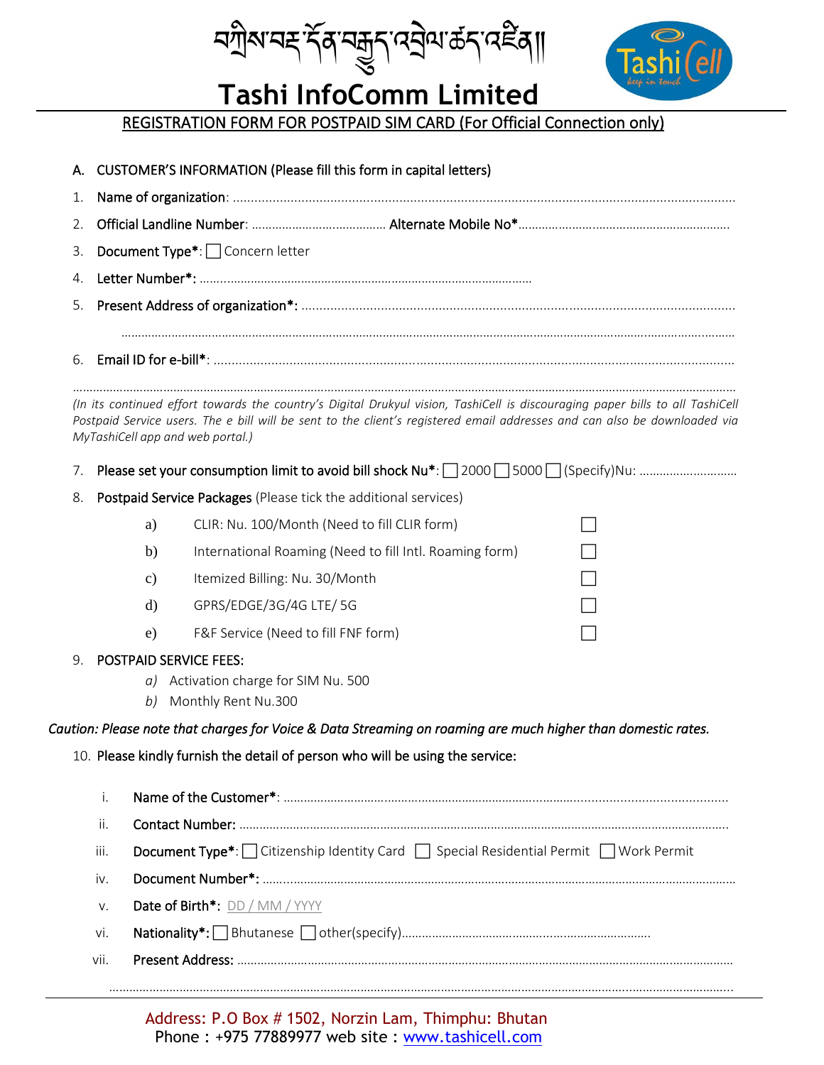# བཀྲིས་བརྡ་དོན་བརྒྱུད་འབྲེལ་ཚད་འཛིན།།

# Tashi InfoComm Limited

Tashi Cell keep in touch

## REGISTRATION FORM FOR POSTPAID SIM CARD (For Official Connection only)

**A. CUSTOMER'S INFORMATION (Please fill this form in capital letters)**

1. **Name of organization**: ..........................................................................................................................
2. **Official Landline Number**: ........................................ **Alternate Mobile No***...............................................................
3. **Document Type***: ☐ Concern letter
4. **Letter Number***: ..................................................................................................
5. **Present Address of organization***: ..........................................................................................................

   ..........................................................................................................................................................

6. **Email ID for e-bill***: ..........................................................................................................................

..........................................................................................................................................................

*(In its continued effort towards the country's Digital Drukyul vision, TashiCell is discouraging paper bills to all TashiCell Postpaid Service users. The e bill will be sent to the client's registered email addresses and can also be downloaded via MyTashiCell app and web portal.)*

7. **Please set your consumption limit to avoid bill shock Nu***: ☐ 2000 ☐ 5000 ☐ (Specify)Nu: .............................
8. **Postpaid Service Packages** (Please tick the additional services)

   a) CLIR: Nu. 100/Month (Need to fill CLIR form) ☐

   b) International Roaming (Need to fill Intl. Roaming form) ☐

   c) Itemized Billing: Nu. 30/Month ☐

   d) GPRS/EDGE/3G/4G LTE/ 5G ☐

   e) F&F Service (Need to fill FNF form) ☐

9. **POSTPAID SERVICE FEES:**

   *a)* Activation charge for SIM Nu. 500

   *b)* Monthly Rent Nu.300

*Caution: Please note that charges for Voice & Data Streaming on roaming are much higher than domestic rates.*

10. **Please kindly furnish the detail of person who will be using the service:**

    i. **Name of the Customer***: ..........................................................................................................

    ii. **Contact Number**: ..........................................................................................................

    iii. **Document Type***: ☐ Citizenship Identity Card ☐ Special Residential Permit ☐ Work Permit

    iv. **Document Number***: ..........................................................................................................

    v. **Date of Birth***: DD / MM / YYYY

    vi. **Nationality***: ☐ Bhutanese ☐ other(specify)........................................................................

    vii. **Present Address**: ..........................................................................................................

    ..........................................................................................................................................................

Address: P.O Box # 1502, Norzin Lam, Thimphu: Bhutan
Phone : +975 77889977 web site : www.tashicell.com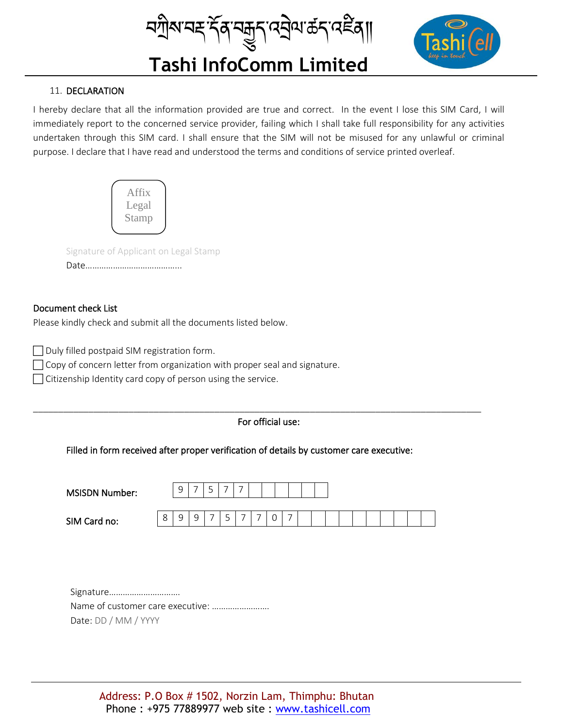# བཀྲིས་བརྡ་དོན་བརྒྱུད་འབྲེལ་ཚད་འཛིན།།

# Tashi InfoComm Limited

11. **DECLARATION**

I hereby declare that all the information provided are true and correct. In the event I lose this SIM Card, I will immediately report to the concerned service provider, failing which I shall take full responsibility for any activities undertaken through this SIM card. I shall ensure that the SIM will not be misused for any unlawful or criminal purpose. I declare that I have read and understood the terms and conditions of service printed overleaf.

Affix Legal Stamp

Signature of Applicant on Legal Stamp

Date…………………………………..

**Document check List**

Please kindly check and submit all the documents listed below.

- ☐ Duly filled postpaid SIM registration form.
- ☐ Copy of concern letter from organization with proper seal and signature.
- ☐ Citizenship Identity card copy of person using the service.

---

**For official use:**

**Filled in form received after proper verification of details by customer care executive:**

| MSISDN Number: | 9 | 7 | 5 | 7 | 7 | | | | | | | |
|---|---|---|---|---|---|---|---|---|---|---|---|---|

| SIM Card no: | 8 | 9 | 9 | 7 | 5 | 7 | 7 | 0 | 7 | | | | | | | | | | | |
|---|---|---|---|---|---|---|---|---|---|---|---|---|---|---|---|---|---|---|---|---|

Signature…………………………

Name of customer care executive: …………………….

Date: DD / MM / YYYY

Address: P.O Box # 1502, Norzin Lam, Thimphu: Bhutan

Phone : +975 77889977 web site : www.tashicell.com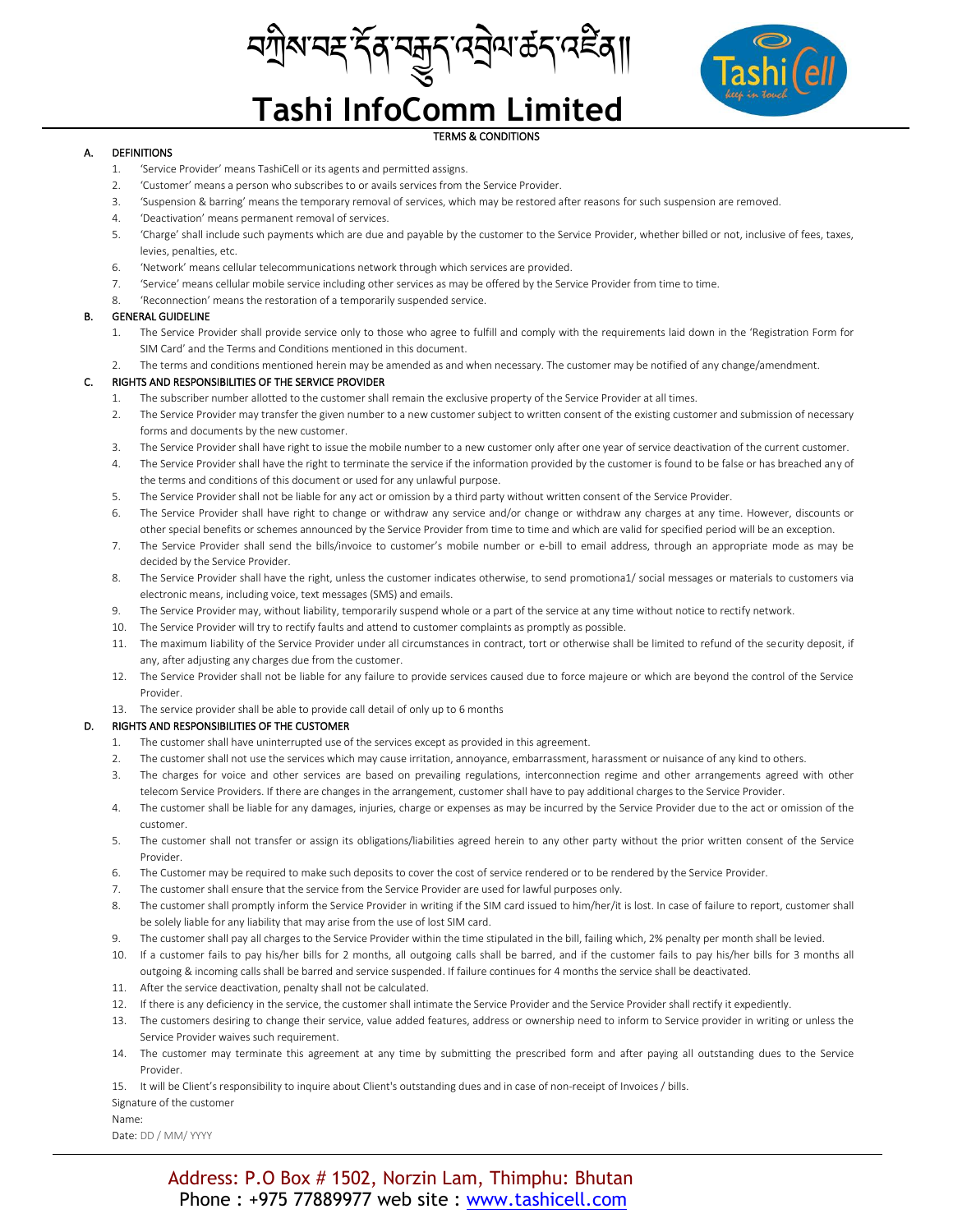# བཀྲིས་བཟང་དོན་བརྒྱུད་འབྲེལ་ཚད་འཛིན།།

# Tashi InfoComm Limited

TERMS & CONDITIONS

A. DEFINITIONS

1. 'Service Provider' means TashiCell or its agents and permitted assigns.
2. 'Customer' means a person who subscribes to or avails services from the Service Provider.
3. 'Suspension & barring' means the temporary removal of services, which may be restored after reasons for such suspension are removed.
4. 'Deactivation' means permanent removal of services.
5. 'Charge' shall include such payments which are due and payable by the customer to the Service Provider, whether billed or not, inclusive of fees, taxes, levies, penalties, etc.
6. 'Network' means cellular telecommunications network through which services are provided.
7. 'Service' means cellular mobile service including other services as may be offered by the Service Provider from time to time.
8. 'Reconnection' means the restoration of a temporarily suspended service.

B. GENERAL GUIDELINE

1. The Service Provider shall provide service only to those who agree to fulfill and comply with the requirements laid down in the 'Registration Form for SIM Card' and the Terms and Conditions mentioned in this document.
2. The terms and conditions mentioned herein may be amended as and when necessary. The customer may be notified of any change/amendment.

C. RIGHTS AND RESPONSIBILITIES OF THE SERVICE PROVIDER

1. The subscriber number allotted to the customer shall remain the exclusive property of the Service Provider at all times.
2. The Service Provider may transfer the given number to a new customer subject to written consent of the existing customer and submission of necessary forms and documents by the new customer.
3. The Service Provider shall have right to issue the mobile number to a new customer only after one year of service deactivation of the current customer.
4. The Service Provider shall have the right to terminate the service if the information provided by the customer is found to be false or has breached any of the terms and conditions of this document or used for any unlawful purpose.
5. The Service Provider shall not be liable for any act or omission by a third party without written consent of the Service Provider.
6. The Service Provider shall have right to change or withdraw any service and/or change or withdraw any charges at any time. However, discounts or other special benefits or schemes announced by the Service Provider from time to time and which are valid for specified period will be an exception.
7. The Service Provider shall send the bills/invoice to customer's mobile number or e-bill to email address, through an appropriate mode as may be decided by the Service Provider.
8. The Service Provider shall have the right, unless the customer indicates otherwise, to send promotiona1/ social messages or materials to customers via electronic means, including voice, text messages (SMS) and emails.
9. The Service Provider may, without liability, temporarily suspend whole or a part of the service at any time without notice to rectify network.
10. The Service Provider will try to rectify faults and attend to customer complaints as promptly as possible.
11. The maximum liability of the Service Provider under all circumstances in contract, tort or otherwise shall be limited to refund of the security deposit, if any, after adjusting any charges due from the customer.
12. The Service Provider shall not be liable for any failure to provide services caused due to force majeure or which are beyond the control of the Service Provider.
13. The service provider shall be able to provide call detail of only up to 6 months

D. RIGHTS AND RESPONSIBILITIES OF THE CUSTOMER

1. The customer shall have uninterrupted use of the services except as provided in this agreement.
2. The customer shall not use the services which may cause irritation, annoyance, embarrassment, harassment or nuisance of any kind to others.
3. The charges for voice and other services are based on prevailing regulations, interconnection regime and other arrangements agreed with other telecom Service Providers. If there are changes in the arrangement, customer shall have to pay additional charges to the Service Provider.
4. The customer shall be liable for any damages, injuries, charge or expenses as may be incurred by the Service Provider due to the act or omission of the customer.
5. The customer shall not transfer or assign its obligations/liabilities agreed herein to any other party without the prior written consent of the Service Provider.
6. The Customer may be required to make such deposits to cover the cost of service rendered or to be rendered by the Service Provider.
7. The customer shall ensure that the service from the Service Provider are used for lawful purposes only.
8. The customer shall promptly inform the Service Provider in writing if the SIM card issued to him/her/it is lost. In case of failure to report, customer shall be solely liable for any liability that may arise from the use of lost SIM card.
9. The customer shall pay all charges to the Service Provider within the time stipulated in the bill, failing which, 2% penalty per month shall be levied.
10. If a customer fails to pay his/her bills for 2 months, all outgoing calls shall be barred, and if the customer fails to pay his/her bills for 3 months all outgoing & incoming calls shall be barred and service suspended. If failure continues for 4 months the service shall be deactivated.
11. After the service deactivation, penalty shall not be calculated.
12. If there is any deficiency in the service, the customer shall intimate the Service Provider and the Service Provider shall rectify it expediently.
13. The customers desiring to change their service, value added features, address or ownership need to inform to Service provider in writing or unless the Service Provider waives such requirement.
14. The customer may terminate this agreement at any time by submitting the prescribed form and after paying all outstanding dues to the Service Provider.
15. It will be Client's responsibility to inquire about Client's outstanding dues and in case of non-receipt of Invoices / bills.

Signature of the customer

Name:

Date: DD / MM/ YYYY

Address: P.O Box # 1502, Norzin Lam, Thimphu: Bhutan
Phone : +975 77889977 web site : www.tashicell.com